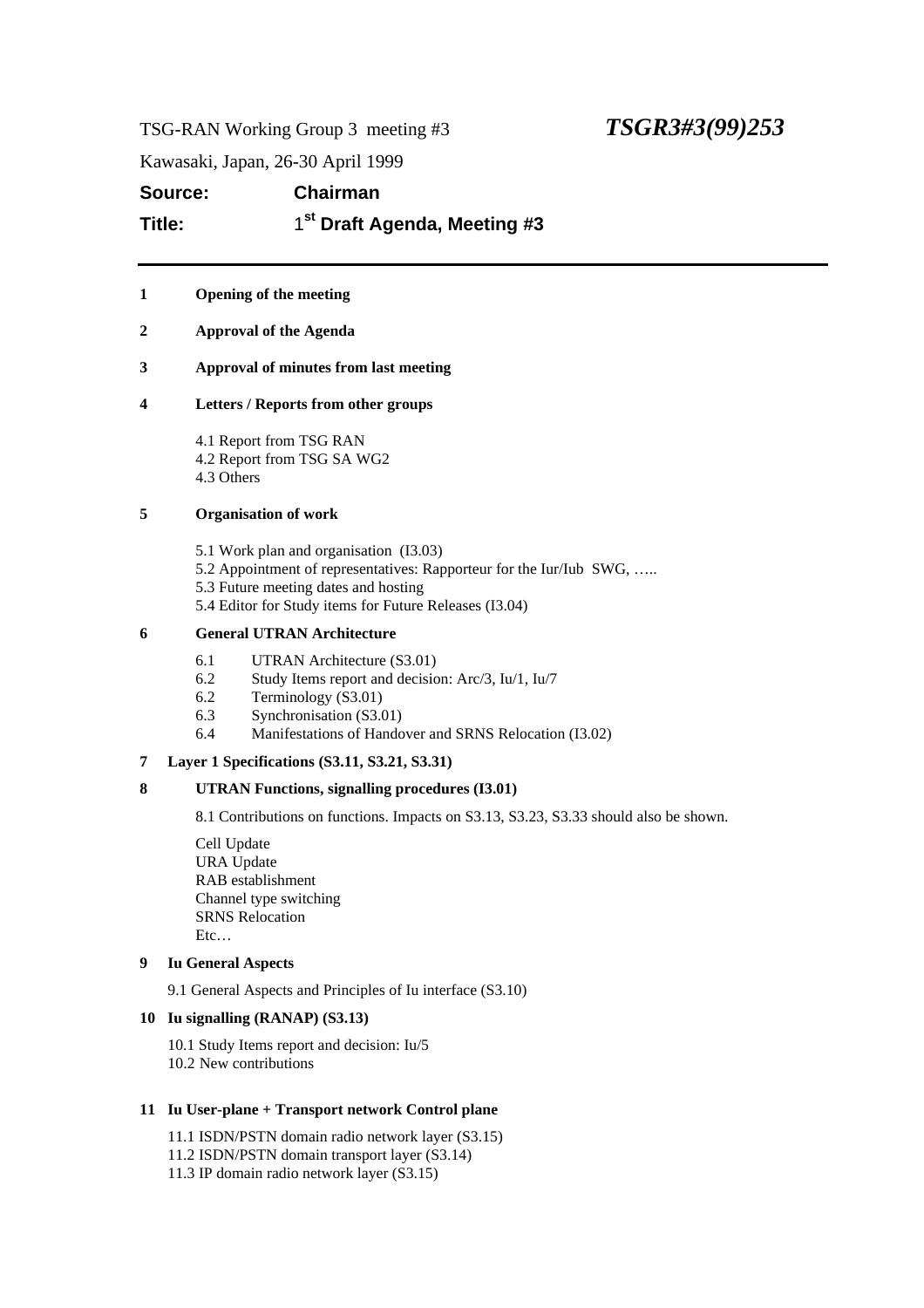TSG-RAN Working Group 3 meeting #3 ***TSGR3#3(99)253***

Kawasaki, Japan, 26-30 April 1999

**Source:** **Chairman**

**Title:** **1[st] Draft Agenda, Meeting #3**

---

**1 Opening of the meeting**

**2 Approval of the Agenda**

**3 Approval of minutes from last meeting**

**4 Letters / Reports from other groups**

4.1 Report from TSG RAN
4.2 Report from TSG SA WG2
4.3 Others

**5 Organisation of work**

5.1 Work plan and organisation (I3.03)
5.2 Appointment of representatives: Rapporteur for the Iur/Iub SWG, …..
5.3 Future meeting dates and hosting
5.4 Editor for Study items for Future Releases (I3.04)

**6 General UTRAN Architecture**

6.1 UTRAN Architecture (S3.01)
6.2 Study Items report and decision: Arc/3, Iu/1, Iu/7
6.2 Terminology (S3.01)
6.3 Synchronisation (S3.01)
6.4 Manifestations of Handover and SRNS Relocation (I3.02)

**7 Layer 1 Specifications (S3.11, S3.21, S3.31)**

**8 UTRAN Functions, signalling procedures (I3.01)**

8.1 Contributions on functions. Impacts on S3.13, S3.23, S3.33 should also be shown.

Cell Update
URA Update
RAB establishment
Channel type switching
SRNS Relocation
Etc…

**9 Iu General Aspects**

9.1 General Aspects and Principles of Iu interface (S3.10)

**10 Iu signalling (RANAP) (S3.13)**

10.1 Study Items report and decision: Iu/5
10.2 New contributions

**11 Iu User-plane + Transport network Control plane**

11.1 ISDN/PSTN domain radio network layer (S3.15)
11.2 ISDN/PSTN domain transport layer (S3.14)
11.3 IP domain radio network layer (S3.15)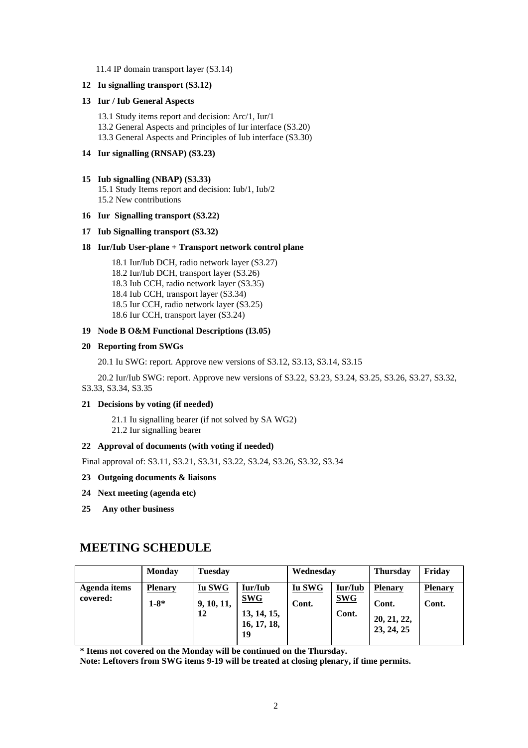11.4 IP domain transport layer (S3.14)

**12 Iu signalling transport (S3.12)**

**13 Iur / Iub General Aspects**

13.1 Study items report and decision: Arc/1, Iur/1
13.2 General Aspects and principles of Iur interface (S3.20)
13.3 General Aspects and Principles of Iub interface (S3.30)

**14 Iur signalling (RNSAP) (S3.23)**

**15 Iub signalling (NBAP) (S3.33)**

15.1 Study Items report and decision: Iub/1, Iub/2
15.2 New contributions

**16 Iur Signalling transport (S3.22)**

**17 Iub Signalling transport (S3.32)**

**18 Iur/Iub User-plane + Transport network control plane**

18.1 Iur/Iub DCH, radio network layer (S3.27)
18.2 Iur/Iub DCH, transport layer (S3.26)
18.3 Iub CCH, radio network layer (S3.35)
18.4 Iub CCH, transport layer (S3.34)
18.5 Iur CCH, radio network layer (S3.25)
18.6 Iur CCH, transport layer (S3.24)

**19 Node B O&M Functional Descriptions (I3.05)**

**20 Reporting from SWGs**

20.1 Iu SWG: report. Approve new versions of S3.12, S3.13, S3.14, S3.15

20.2 Iur/Iub SWG: report. Approve new versions of S3.22, S3.23, S3.24, S3.25, S3.26, S3.27, S3.32, S3.33, S3.34, S3.35

**21 Decisions by voting (if needed)**

21.1 Iu signalling bearer (if not solved by SA WG2)
21.2 Iur signalling bearer

**22 Approval of documents (with voting if needed)**

Final approval of: S3.11, S3.21, S3.31, S3.22, S3.24, S3.26, S3.32, S3.34

**23 Outgoing documents & liaisons**

**24 Next meeting (agenda etc)**

**25 Any other business**

# MEETING SCHEDULE

| | **Monday** | **Tuesday** | | **Wednesday** | | **Thursday** | **Friday** |
|---|---|---|---|---|---|---|---|
| **Agenda items covered:** | **Plenary** **1-8*** | **Iu SWG** **9, 10, 11, 12** | **Iur/Iub SWG** **13, 14, 15, 16, 17, 18, 19** | **Iu SWG** **Cont.** | **Iur/Iub SWG** **Cont.** | **Plenary** **Cont.** **20, 21, 22, 23, 24, 25** | **Plenary** **Cont.** |

**\* Items not covered on the Monday will be continued on the Thursday.**
**Note: Leftovers from SWG items 9-19 will be treated at closing plenary, if time permits.**